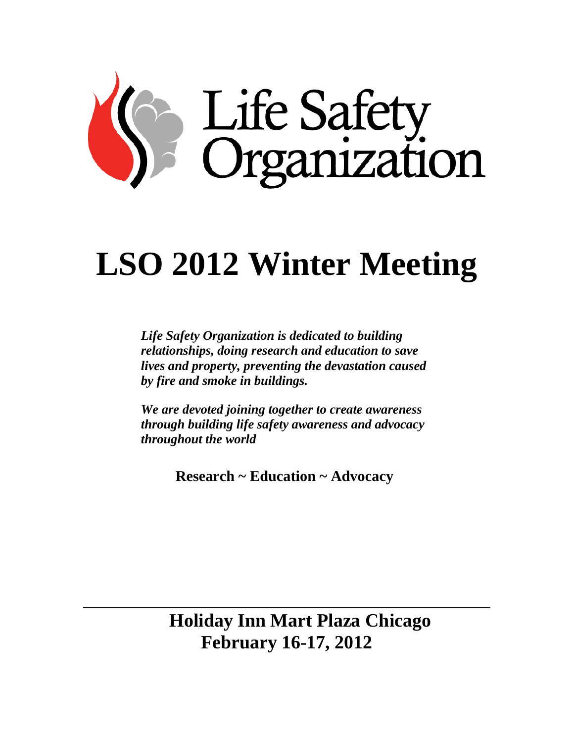Life Safety Organization

# LSO 2012 Winter Meeting

***Life Safety Organization is dedicated to building relationships, doing research and education to save lives and property, preventing the devastation caused by fire and smoke in buildings.***

***We are devoted joining together to create awareness through building life safety awareness and advocacy throughout the world***

**Research ~ Education ~ Advocacy**

---

**Holiday Inn Mart Plaza Chicago**
**February 16-17, 2012**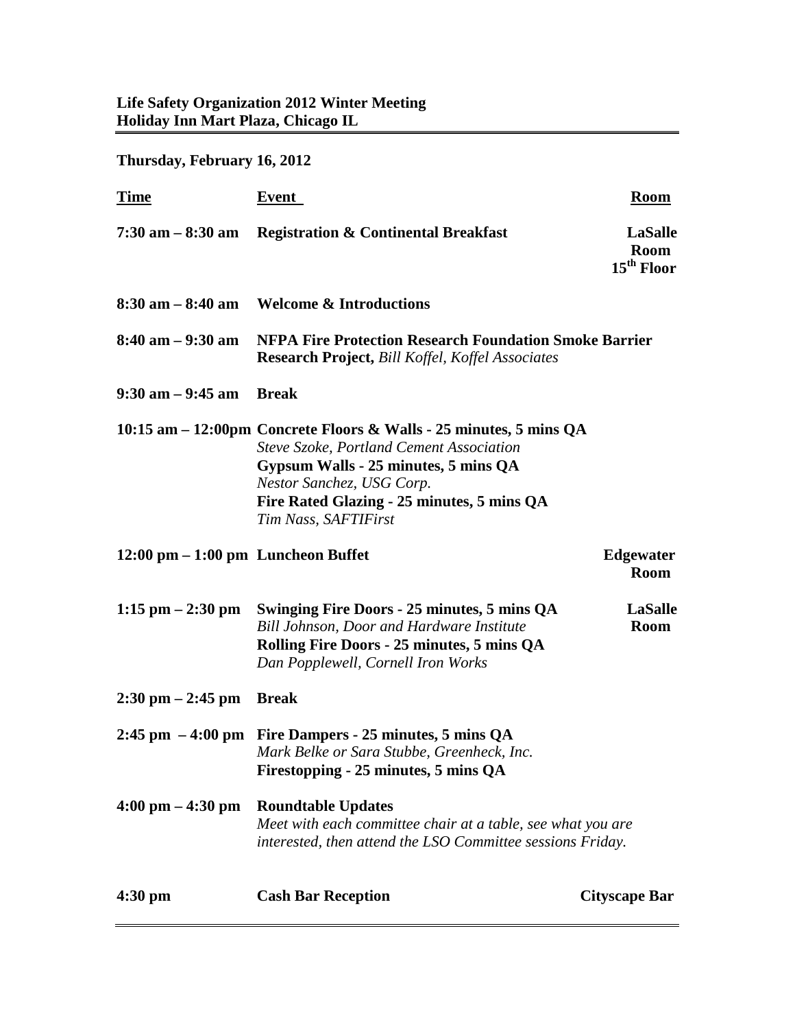**Life Safety Organization 2012 Winter Meeting**
**Holiday Inn Mart Plaza, Chicago IL**

## Thursday, February 16, 2012

| Time | Event | Room |
|---|---|---|
| **7:30 am – 8:30 am** | **Registration & Continental Breakfast** | **LaSalle Room 15th Floor** |
| **8:30 am – 8:40 am** | **Welcome & Introductions** | |
| **8:40 am – 9:30 am** | **NFPA Fire Protection Research Foundation Smoke Barrier Research Project,** *Bill Koffel, Koffel Associates* | |
| **9:30 am – 9:45 am** | **Break** | |
| **10:15 am – 12:00pm** | **Concrete Floors & Walls - 25 minutes, 5 mins QA**<br>*Steve Szoke, Portland Cement Association*<br>**Gypsum Walls - 25 minutes, 5 mins QA**<br>*Nestor Sanchez, USG Corp.*<br>**Fire Rated Glazing - 25 minutes, 5 mins QA**<br>*Tim Nass, SAFTIFirst* | |
| **12:00 pm – 1:00 pm** | **Luncheon Buffet** | **Edgewater Room** |
| **1:15 pm – 2:30 pm** | **Swinging Fire Doors - 25 minutes, 5 mins QA**<br>*Bill Johnson, Door and Hardware Institute*<br>**Rolling Fire Doors - 25 minutes, 5 mins QA**<br>*Dan Popplewell, Cornell Iron Works* | **LaSalle Room** |
| **2:30 pm – 2:45 pm** | **Break** | |
| **2:45 pm – 4:00 pm** | **Fire Dampers - 25 minutes, 5 mins QA**<br>*Mark Belke or Sara Stubbe, Greenheck, Inc.*<br>**Firestopping - 25 minutes, 5 mins QA** | |
| **4:00 pm – 4:30 pm** | **Roundtable Updates**<br>*Meet with each committee chair at a table, see what you are interested, then attend the LSO Committee sessions Friday.* | |
| **4:30 pm** | **Cash Bar Reception** | **Cityscape Bar** |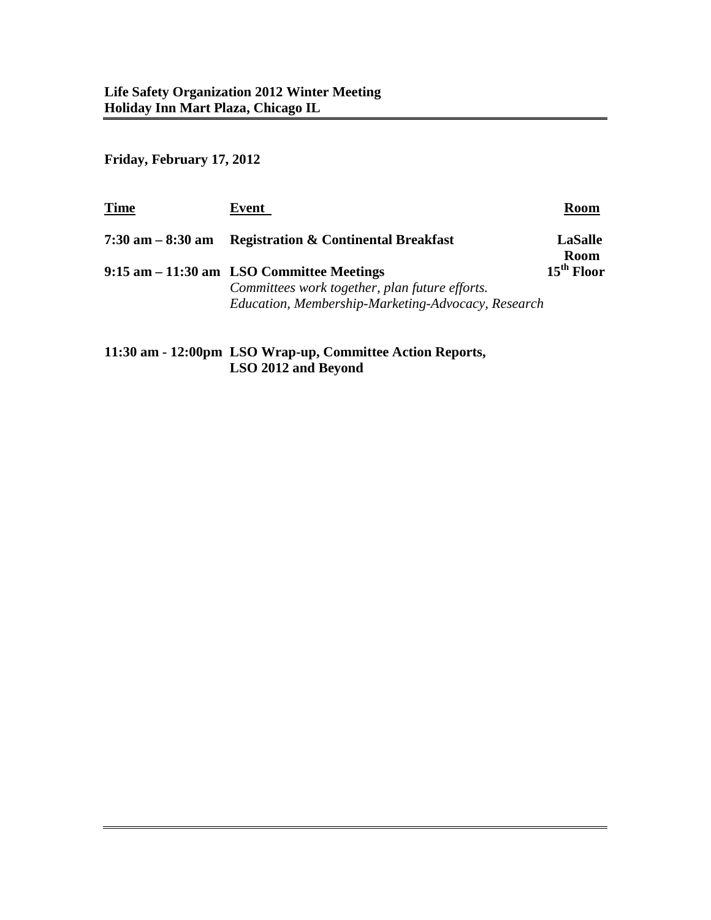**Life Safety Organization 2012 Winter Meeting**
**Holiday Inn Mart Plaza, Chicago IL**

**Friday, February 17, 2012**

| Time | Event | Room |
|---|---|---|
| **7:30 am – 8:30 am** | **Registration & Continental Breakfast** | **LaSalle Room** |
| **9:15 am – 11:30 am** | **LSO Committee Meetings**<br>*Committees work together, plan future efforts.*<br>*Education, Membership-Marketing-Advocacy, Research* | **15th Floor** |
| **11:30 am - 12:00pm** | **LSO Wrap-up, Committee Action Reports, LSO 2012 and Beyond** | |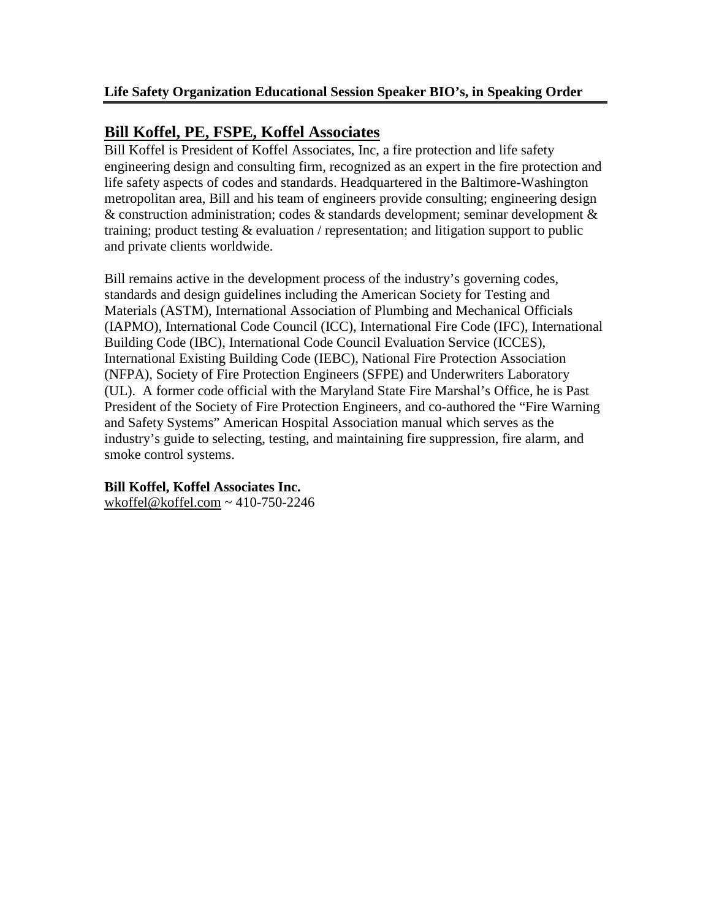**Life Safety Organization Educational Session Speaker BIO's, in Speaking Order**

## Bill Koffel, PE, FSPE, Koffel Associates

Bill Koffel is President of Koffel Associates, Inc, a fire protection and life safety engineering design and consulting firm, recognized as an expert in the fire protection and life safety aspects of codes and standards. Headquartered in the Baltimore-Washington metropolitan area, Bill and his team of engineers provide consulting; engineering design & construction administration; codes & standards development; seminar development & training; product testing & evaluation / representation; and litigation support to public and private clients worldwide.

Bill remains active in the development process of the industry's governing codes, standards and design guidelines including the American Society for Testing and Materials (ASTM), International Association of Plumbing and Mechanical Officials (IAPMO), International Code Council (ICC), International Fire Code (IFC), International Building Code (IBC), International Code Council Evaluation Service (ICCES), International Existing Building Code (IEBC), National Fire Protection Association (NFPA), Society of Fire Protection Engineers (SFPE) and Underwriters Laboratory (UL). A former code official with the Maryland State Fire Marshal's Office, he is Past President of the Society of Fire Protection Engineers, and co-authored the "Fire Warning and Safety Systems" American Hospital Association manual which serves as the industry's guide to selecting, testing, and maintaining fire suppression, fire alarm, and smoke control systems.

**Bill Koffel, Koffel Associates Inc.**
wkoffel@koffel.com ~ 410-750-2246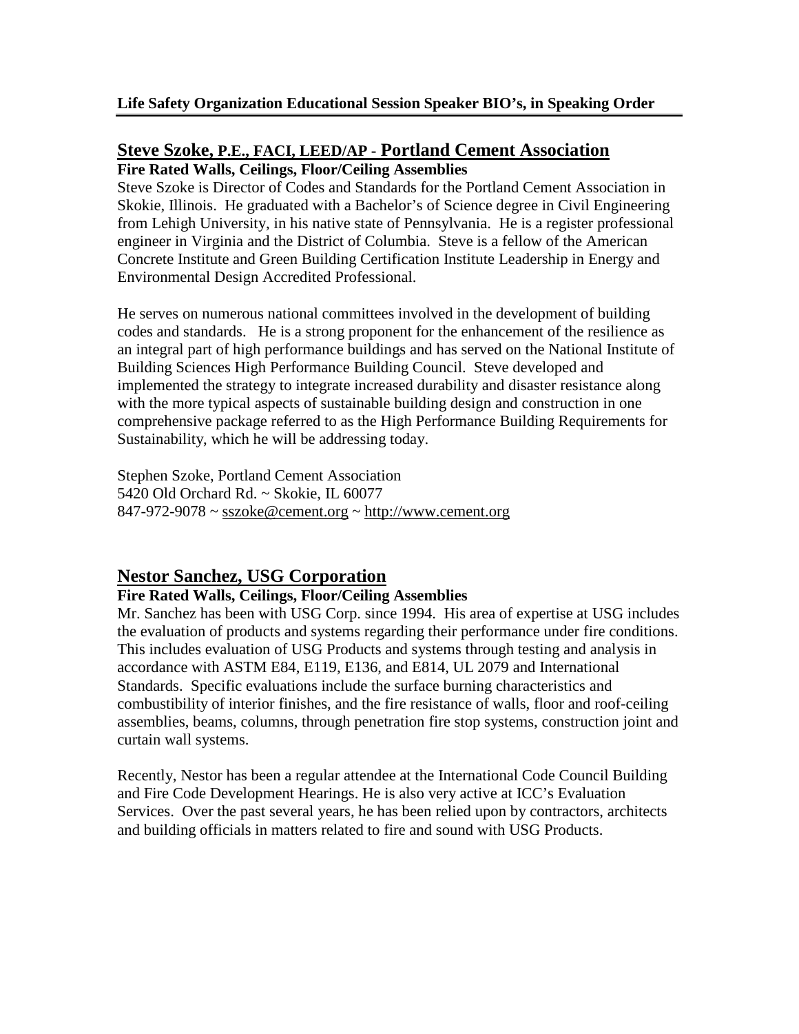**Life Safety Organization Educational Session Speaker BIO's, in Speaking Order**

## Steve Szoke, P.E., FACI, LEED/AP - Portland Cement Association

**Fire Rated Walls, Ceilings, Floor/Ceiling Assemblies**

Steve Szoke is Director of Codes and Standards for the Portland Cement Association in Skokie, Illinois. He graduated with a Bachelor's of Science degree in Civil Engineering from Lehigh University, in his native state of Pennsylvania. He is a register professional engineer in Virginia and the District of Columbia. Steve is a fellow of the American Concrete Institute and Green Building Certification Institute Leadership in Energy and Environmental Design Accredited Professional.

He serves on numerous national committees involved in the development of building codes and standards. He is a strong proponent for the enhancement of the resilience as an integral part of high performance buildings and has served on the National Institute of Building Sciences High Performance Building Council. Steve developed and implemented the strategy to integrate increased durability and disaster resistance along with the more typical aspects of sustainable building design and construction in one comprehensive package referred to as the High Performance Building Requirements for Sustainability, which he will be addressing today.

Stephen Szoke, Portland Cement Association
5420 Old Orchard Rd. ~ Skokie, IL 60077
847-972-9078 ~ sszoke@cement.org ~ http://www.cement.org

## Nestor Sanchez, USG Corporation

**Fire Rated Walls, Ceilings, Floor/Ceiling Assemblies**

Mr. Sanchez has been with USG Corp. since 1994. His area of expertise at USG includes the evaluation of products and systems regarding their performance under fire conditions. This includes evaluation of USG Products and systems through testing and analysis in accordance with ASTM E84, E119, E136, and E814, UL 2079 and International Standards. Specific evaluations include the surface burning characteristics and combustibility of interior finishes, and the fire resistance of walls, floor and roof-ceiling assemblies, beams, columns, through penetration fire stop systems, construction joint and curtain wall systems.

Recently, Nestor has been a regular attendee at the International Code Council Building and Fire Code Development Hearings. He is also very active at ICC's Evaluation Services. Over the past several years, he has been relied upon by contractors, architects and building officials in matters related to fire and sound with USG Products.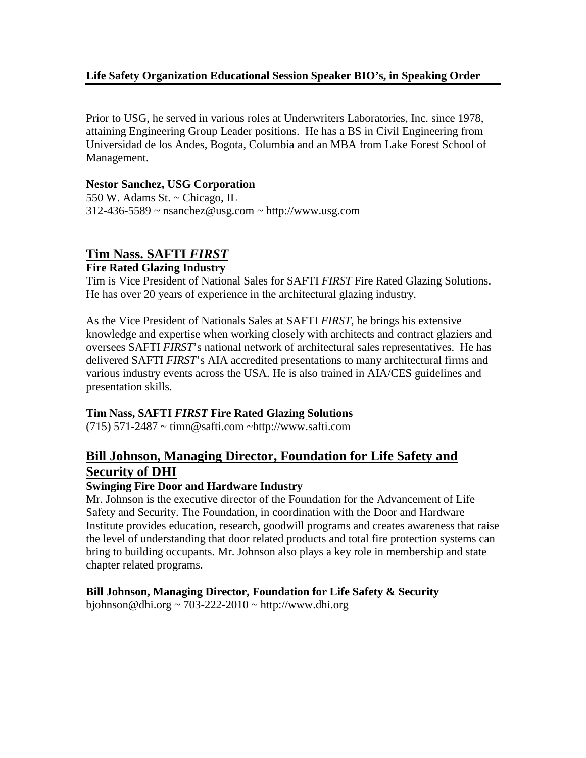Prior to USG, he served in various roles at Underwriters Laboratories, Inc. since 1978, attaining Engineering Group Leader positions. He has a BS in Civil Engineering from Universidad de los Andes, Bogota, Columbia and an MBA from Lake Forest School of Management.

**Nestor Sanchez, USG Corporation**
550 W. Adams St. ~ Chicago, IL
312-436-5589 ~ nsanchez@usg.com ~ http://www.usg.com

## Tim Nass. SAFTI *FIRST*

**Fire Rated Glazing Industry**

Tim is Vice President of National Sales for SAFTI *FIRST* Fire Rated Glazing Solutions. He has over 20 years of experience in the architectural glazing industry.

As the Vice President of Nationals Sales at SAFTI *FIRST*, he brings his extensive knowledge and expertise when working closely with architects and contract glaziers and oversees SAFTI *FIRST*'s national network of architectural sales representatives. He has delivered SAFTI *FIRST*'s AIA accredited presentations to many architectural firms and various industry events across the USA. He is also trained in AIA/CES guidelines and presentation skills.

**Tim Nass, SAFTI *FIRST* Fire Rated Glazing Solutions**
(715) 571-2487 ~ timn@safti.com ~http://www.safti.com

## Bill Johnson, Managing Director, Foundation for Life Safety and Security of DHI

**Swinging Fire Door and Hardware Industry**

Mr. Johnson is the executive director of the Foundation for the Advancement of Life Safety and Security. The Foundation, in coordination with the Door and Hardware Institute provides education, research, goodwill programs and creates awareness that raise the level of understanding that door related products and total fire protection systems can bring to building occupants. Mr. Johnson also plays a key role in membership and state chapter related programs.

**Bill Johnson, Managing Director, Foundation for Life Safety & Security**
bjohnson@dhi.org ~ 703-222-2010 ~ http://www.dhi.org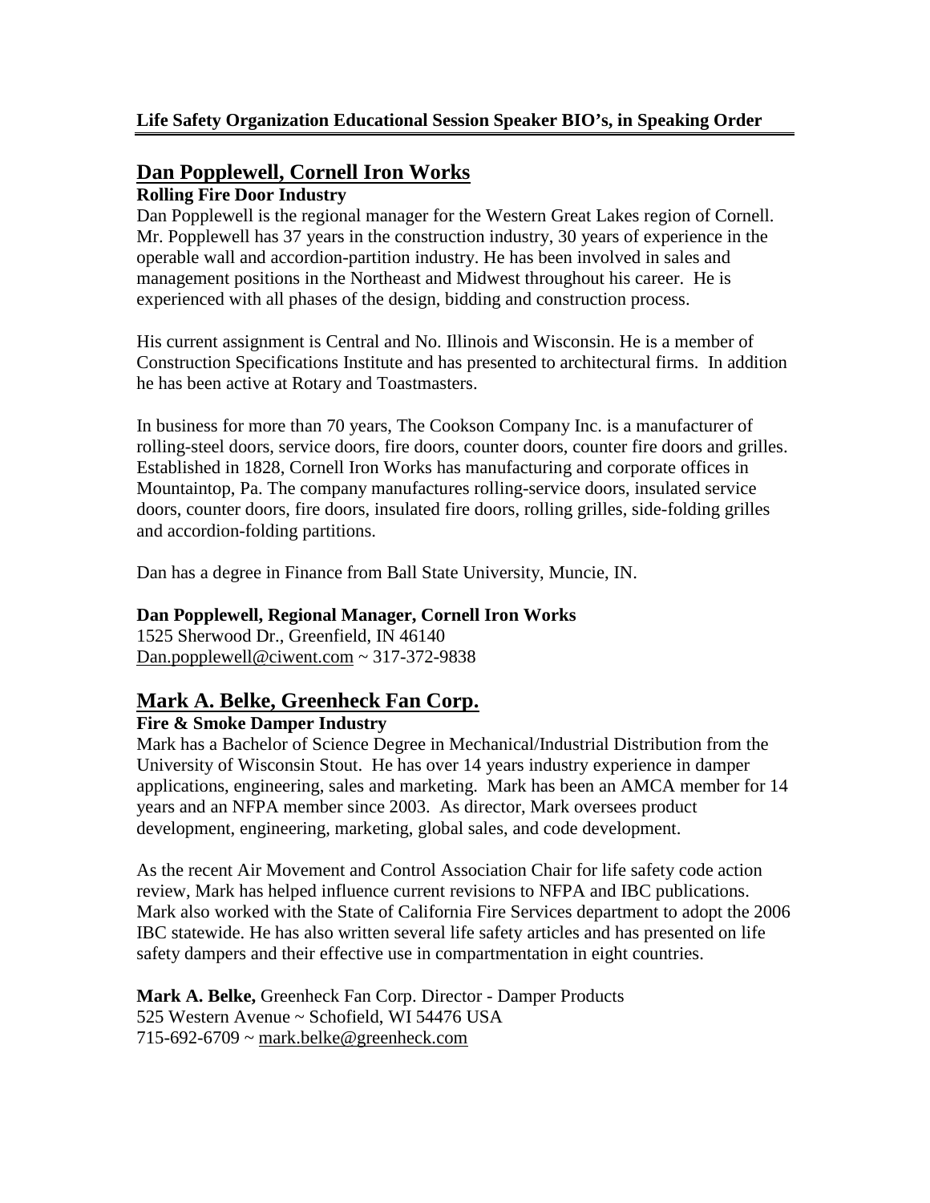**Life Safety Organization Educational Session Speaker BIO's, in Speaking Order**

---

## Dan Popplewell, Cornell Iron Works

**Rolling Fire Door Industry**

Dan Popplewell is the regional manager for the Western Great Lakes region of Cornell. Mr. Popplewell has 37 years in the construction industry, 30 years of experience in the operable wall and accordion-partition industry. He has been involved in sales and management positions in the Northeast and Midwest throughout his career. He is experienced with all phases of the design, bidding and construction process.

His current assignment is Central and No. Illinois and Wisconsin. He is a member of Construction Specifications Institute and has presented to architectural firms. In addition he has been active at Rotary and Toastmasters.

In business for more than 70 years, The Cookson Company Inc. is a manufacturer of rolling-steel doors, service doors, fire doors, counter doors, counter fire doors and grilles. Established in 1828, Cornell Iron Works has manufacturing and corporate offices in Mountaintop, Pa. The company manufactures rolling-service doors, insulated service doors, counter doors, fire doors, insulated fire doors, rolling grilles, side-folding grilles and accordion-folding partitions.

Dan has a degree in Finance from Ball State University, Muncie, IN.

**Dan Popplewell, Regional Manager, Cornell Iron Works**
1525 Sherwood Dr., Greenfield, IN 46140
Dan.popplewell@ciwent.com ~ 317-372-9838

## Mark A. Belke, Greenheck Fan Corp.

**Fire & Smoke Damper Industry**

Mark has a Bachelor of Science Degree in Mechanical/Industrial Distribution from the University of Wisconsin Stout. He has over 14 years industry experience in damper applications, engineering, sales and marketing. Mark has been an AMCA member for 14 years and an NFPA member since 2003. As director, Mark oversees product development, engineering, marketing, global sales, and code development.

As the recent Air Movement and Control Association Chair for life safety code action review, Mark has helped influence current revisions to NFPA and IBC publications. Mark also worked with the State of California Fire Services department to adopt the 2006 IBC statewide. He has also written several life safety articles and has presented on life safety dampers and their effective use in compartmentation in eight countries.

**Mark A. Belke,** Greenheck Fan Corp. Director - Damper Products
525 Western Avenue ~ Schofield, WI 54476 USA
715-692-6709 ~ mark.belke@greenheck.com